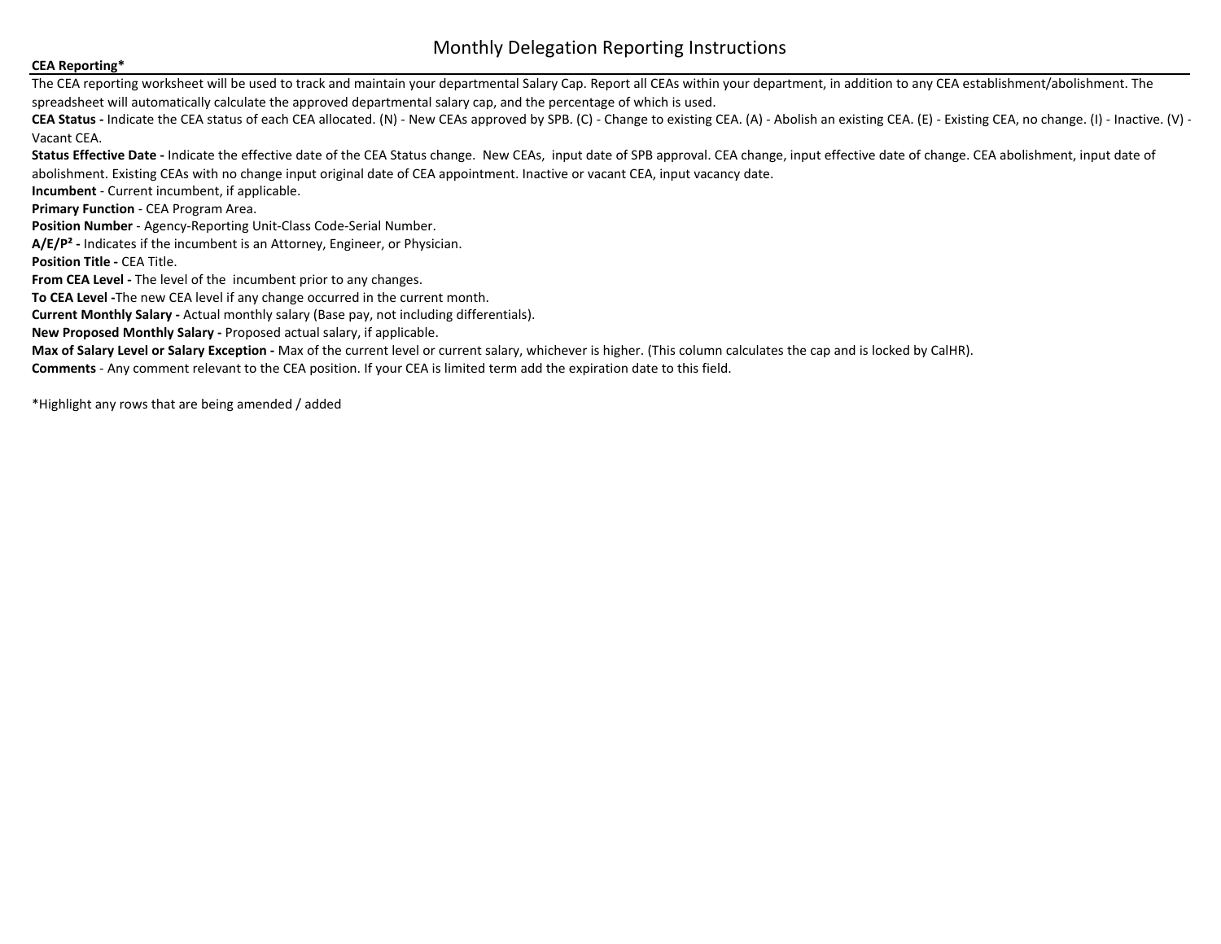# Monthly Delegation Reporting Instructions

**CEA Reporting***

The CEA reporting worksheet will be used to track and maintain your departmental Salary Cap. Report all CEAs within your department, in addition to any CEA establishment/abolishment. The spreadsheet will automatically calculate the approved departmental salary cap, and the percentage of which is used.

**CEA Status -** Indicate the CEA status of each CEA allocated. (N) - New CEAs approved by SPB. (C) - Change to existing CEA. (A) - Abolish an existing CEA. (E) - Existing CEA, no change. (I) - Inactive. (V) - Vacant CEA.

**Status Effective Date -** Indicate the effective date of the CEA Status change. New CEAs, input date of SPB approval. CEA change, input effective date of change. CEA abolishment, input date of abolishment. Existing CEAs with no change input original date of CEA appointment. Inactive or vacant CEA, input vacancy date.

**Incumbent** - Current incumbent, if applicable.

**Primary Function** - CEA Program Area.

**Position Number** - Agency-Reporting Unit-Class Code-Serial Number.

**A/E/P[2] -** Indicates if the incumbent is an Attorney, Engineer, or Physician.

**Position Title -** CEA Title.

**From CEA Level -** The level of the incumbent prior to any changes.

**To CEA Level -**The new CEA level if any change occurred in the current month.

**Current Monthly Salary -** Actual monthly salary (Base pay, not including differentials).

**New Proposed Monthly Salary -** Proposed actual salary, if applicable.

**Max of Salary Level or Salary Exception -** Max of the current level or current salary, whichever is higher. (This column calculates the cap and is locked by CalHR).

**Comments** - Any comment relevant to the CEA position. If your CEA is limited term add the expiration date to this field.

*Highlight any rows that are being amended / added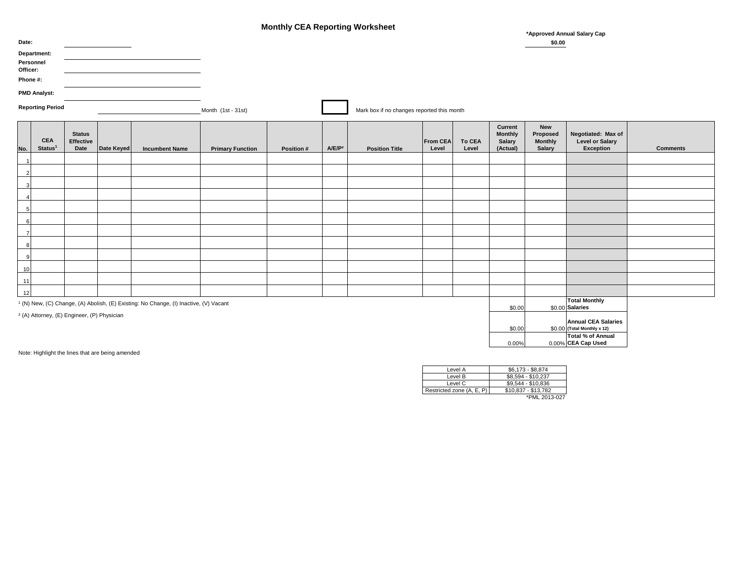# Monthly CEA Reporting Worksheet

**\*Approved Annual Salary Cap**

**$0.00**

**Date:** ____________

**Department:** ____________

**Personnel Officer:** ____________

**Phone #:** ____________

**PMD Analyst:** ____________

**Reporting Period** ____________ Month (1st - 31st)

☐ Mark box if no changes reported this month

| No. | CEA Status[1] | Status Effective Date | Date Keyed | Incumbent Name | Primary Function | Position # | A/E/P[2] | Position Title | From CEA Level | To CEA Level | Current Monthly Salary (Actual) | New Proposed Monthly Salary | Negotiated: Max of Level or Salary Exception | Comments |
|---|---|---|---|---|---|---|---|---|---|---|---|---|---|---|
| 1 | | | | | | | | | | | | | | |
| 2 | | | | | | | | | | | | | | |
| 3 | | | | | | | | | | | | | | |
| 4 | | | | | | | | | | | | | | |
| 5 | | | | | | | | | | | | | | |
| 6 | | | | | | | | | | | | | | |
| 7 | | | | | | | | | | | | | | |
| 8 | | | | | | | | | | | | | | |
| 9 | | | | | | | | | | | | | | |
| 10 | | | | | | | | | | | | | | |
| 11 | | | | | | | | | | | | | | |
| 12 | | | | | | | | | | | | | | |
| | | | | | | | | | | | $0.00 | $0.00 | **Total Monthly Salaries** | |
| | | | | | | | | | | | $0.00 | $0.00 | **Annual CEA Salaries (Total Monthly x 12)** | |
| | | | | | | | | | | | 0.00% | 0.00% | **Total % of Annual CEA Cap Used** | |

[1] (N) New, (C) Change, (A) Abolish, (E) Existing: No Change, (I) Inactive, (V) Vacant

[2] (A) Attorney, (E) Engineer, (P) Physician

Note: Highlight the lines that are being amended

| | |
|---|---|
| Level A | $6,173 - $8,874 |
| Level B | $8,594 - $10,237 |
| Level C | $9,544 - $10,836 |
| Restricted zone (A, E, P) | $10,837 - $13,782 |

\*PML 2013-027